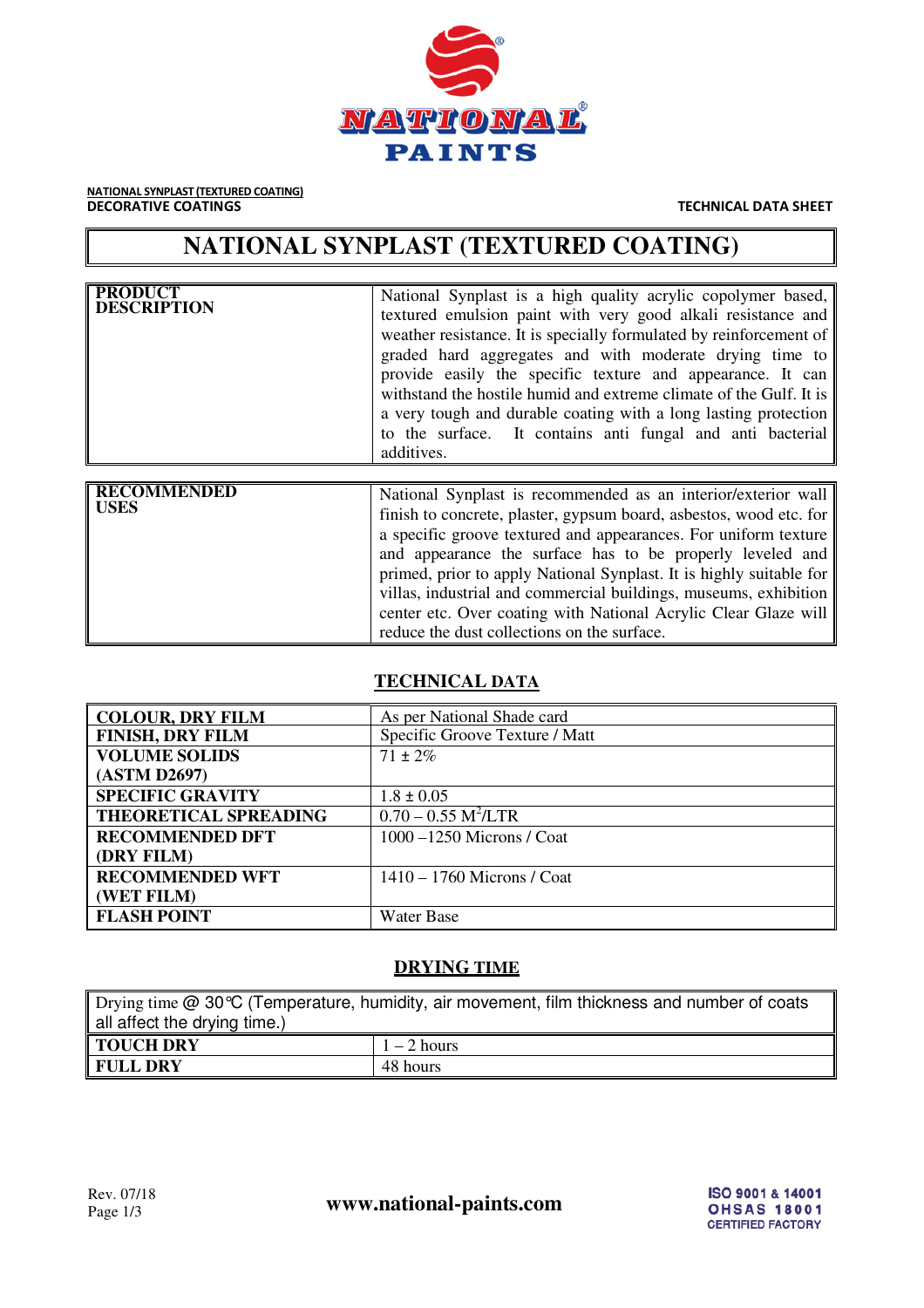NATIONAL SYNPLAST (TEXTURED COATING)
DECORATIVE COATINGS

TECHNICAL DATA SHEET

# NATIONAL SYNPLAST (TEXTURED COATING)

| | |
|---|---|
| **PRODUCT DESCRIPTION** | National Synplast is a high quality acrylic copolymer based, textured emulsion paint with very good alkali resistance and weather resistance. It is specially formulated by reinforcement of graded hard aggregates and with moderate drying time to provide easily the specific texture and appearance. It can withstand the hostile humid and extreme climate of the Gulf. It is a very tough and durable coating with a long lasting protection to the surface. It contains anti fungal and anti bacterial additives. |

| | |
|---|---|
| **RECOMMENDED USES** | National Synplast is recommended as an interior/exterior wall finish to concrete, plaster, gypsum board, asbestos, wood etc. for a specific groove textured and appearances. For uniform texture and appearance the surface has to be properly leveled and primed, prior to apply National Synplast. It is highly suitable for villas, industrial and commercial buildings, museums, exhibition center etc. Over coating with National Acrylic Clear Glaze will reduce the dust collections on the surface. |

## TECHNICAL DATA

| | |
|---|---|
| **COLOUR, DRY FILM** | As per National Shade card |
| **FINISH, DRY FILM** | Specific Groove Texture / Matt |
| **VOLUME SOLIDS (ASTM D2697)** | 71 ± 2% |
| **SPECIFIC GRAVITY** | 1.8 ± 0.05 |
| **THEORETICAL SPREADING** | 0.70 – 0.55 $M^2$/LTR |
| **RECOMMENDED DFT (DRY FILM)** | 1000 –1250 Microns / Coat |
| **RECOMMENDED WFT (WET FILM)** | 1410 – 1760 Microns / Coat |
| **FLASH POINT** | Water Base |

## DRYING TIME

Drying time @ 30℃ (Temperature, humidity, air movement, film thickness and number of coats all affect the drying time.)

| | |
|---|---|
| **TOUCH DRY** | 1 – 2 hours |
| **FULL DRY** | 48 hours |

Rev. 07/18

www.national-paints.com

ISO 9001 & 14001
OHSAS 18001
CERTIFIED FACTORY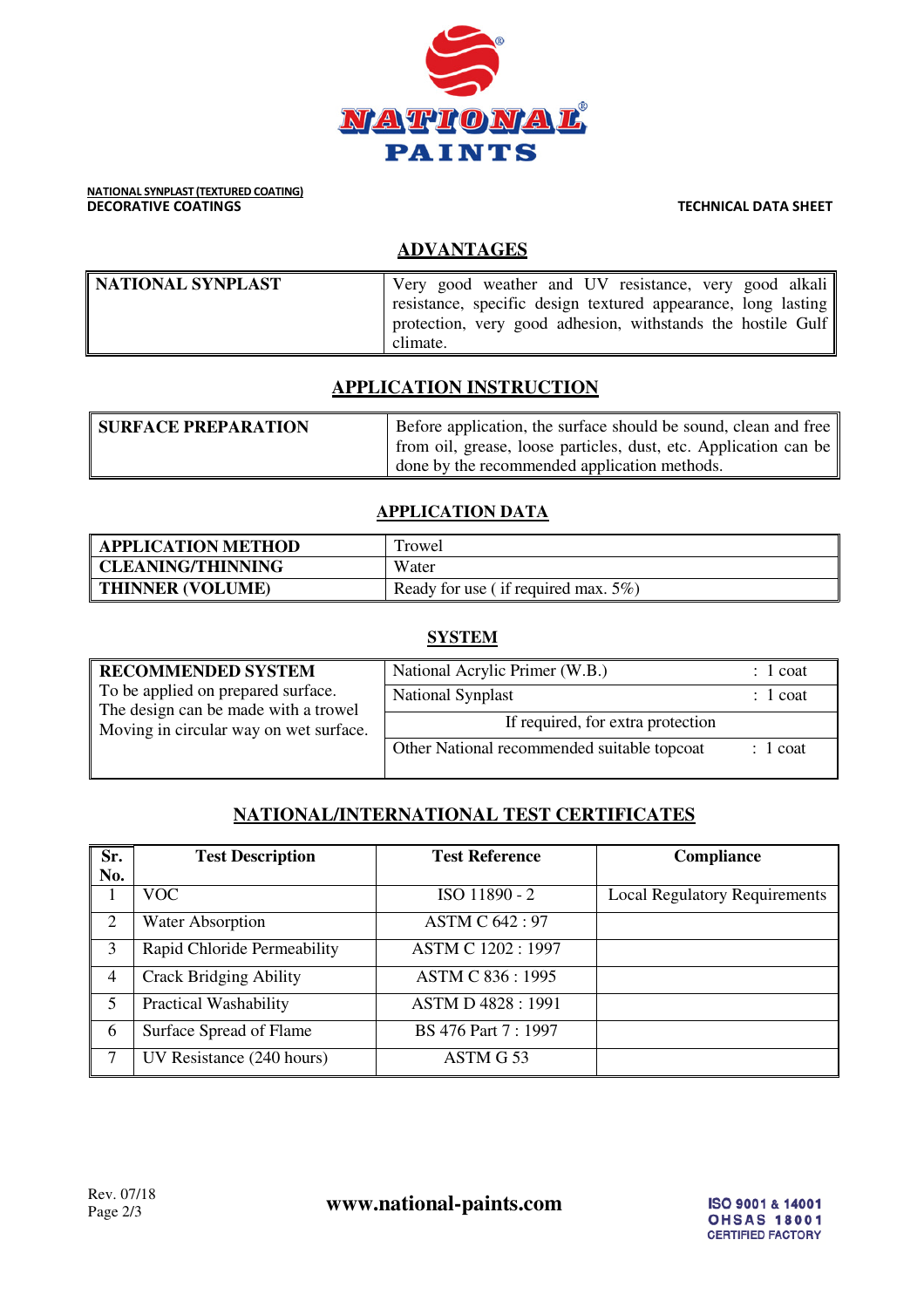NATIONAL SYNPLAST (TEXTURED COATING)
DECORATIVE COATINGS

TECHNICAL DATA SHEET

## ADVANTAGES

| NATIONAL SYNPLAST | Very good weather and UV resistance, very good alkali resistance, specific design textured appearance, long lasting protection, very good adhesion, withstands the hostile Gulf climate. |
|---|---|

## APPLICATION INSTRUCTION

| SURFACE PREPARATION | Before application, the surface should be sound, clean and free from oil, grease, loose particles, dust, etc. Application can be done by the recommended application methods. |
|---|---|

## APPLICATION DATA

| APPLICATION METHOD | Trowel |
|---|---|
| CLEANING/THINNING | Water |
| THINNER (VOLUME) | Ready for use ( if required max. 5%) |

## SYSTEM

| RECOMMENDED SYSTEM | | |
|---|---|---|
| To be applied on prepared surface. The design can be made with a trowel Moving in circular way on wet surface. | National Acrylic Primer (W.B.) | : 1 coat |
| | National Synplast | : 1 coat |
| | If required, for extra protection | |
| | Other National recommended suitable topcoat | : 1 coat |

## NATIONAL/INTERNATIONAL TEST CERTIFICATES

| Sr. No. | Test Description | Test Reference | Compliance |
|---|---|---|---|
| 1 | VOC | ISO 11890 - 2 | Local Regulatory Requirements |
| 2 | Water Absorption | ASTM C 642 : 97 | |
| 3 | Rapid Chloride Permeability | ASTM C 1202 : 1997 | |
| 4 | Crack Bridging Ability | ASTM C 836 : 1995 | |
| 5 | Practical Washability | ASTM D 4828 : 1991 | |
| 6 | Surface Spread of Flame | BS 476 Part 7 : 1997 | |
| 7 | UV Resistance (240 hours) | ASTM G 53 | |

Rev. 07/18

**www.national-paints.com**

ISO 9001 & 14001
OHSAS 18001
CERTIFIED FACTORY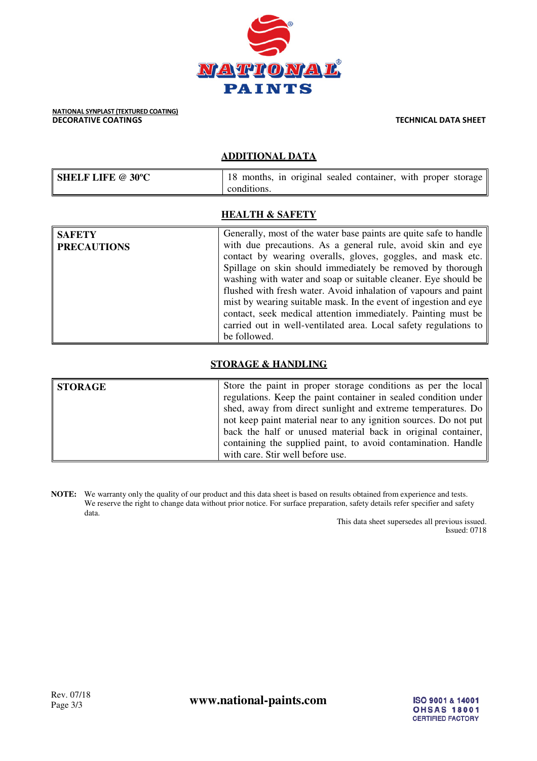**NATIONAL SYNPLAST (TEXTURED COATING)**
**DECORATIVE COATINGS**

**TECHNICAL DATA SHEET**

## ADDITIONAL DATA

| | |
|---|---|
| **SHELF LIFE @ 30ºC** | 18 months, in original sealed container, with proper storage conditions. |

## HEALTH & SAFETY

| | |
|---|---|
| **SAFETY PRECAUTIONS** | Generally, most of the water base paints are quite safe to handle with due precautions. As a general rule, avoid skin and eye contact by wearing overalls, gloves, goggles, and mask etc. Spillage on skin should immediately be removed by thorough washing with water and soap or suitable cleaner. Eye should be flushed with fresh water. Avoid inhalation of vapours and paint mist by wearing suitable mask. In the event of ingestion and eye contact, seek medical attention immediately. Painting must be carried out in well-ventilated area. Local safety regulations to be followed. |

## STORAGE & HANDLING

| | |
|---|---|
| **STORAGE** | Store the paint in proper storage conditions as per the local regulations. Keep the paint container in sealed condition under shed, away from direct sunlight and extreme temperatures. Do not keep paint material near to any ignition sources. Do not put back the half or unused material back in original container, containing the supplied paint, to avoid contamination. Handle with care. Stir well before use. |

**NOTE:** We warranty only the quality of our product and this data sheet is based on results obtained from experience and tests. We reserve the right to change data without prior notice. For surface preparation, safety details refer specifier and safety data.

This data sheet supersedes all previous issued.
Issued: 0718